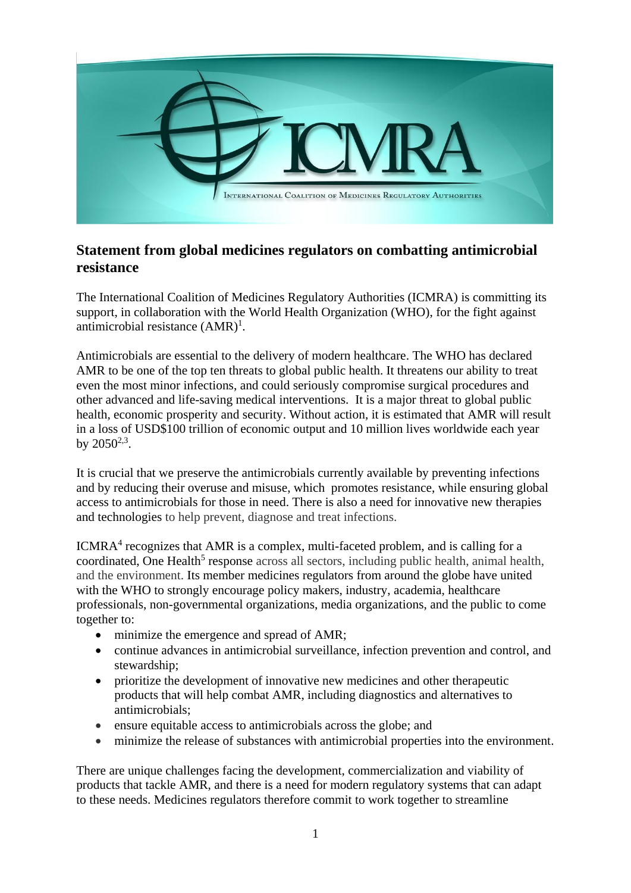## Statement from global medicines regulators on combatting antimicrobial resistance

The International Coalition of Medicines Regulatory Authorities (ICMRA) is committing its support, in collaboration with the World Health Organization (WHO), for the fight against antimicrobial resistance (AMR)[1].

Antimicrobials are essential to the delivery of modern healthcare. The WHO has declared AMR to be one of the top ten threats to global public health. It threatens our ability to treat even the most minor infections, and could seriously compromise surgical procedures and other advanced and life-saving medical interventions. It is a major threat to global public health, economic prosperity and security. Without action, it is estimated that AMR will result in a loss of USD$100 trillion of economic output and 10 million lives worldwide each year by 2050[2,3].

It is crucial that we preserve the antimicrobials currently available by preventing infections and by reducing their overuse and misuse, which promotes resistance, while ensuring global access to antimicrobials for those in need. There is also a need for innovative new therapies and technologies to help prevent, diagnose and treat infections.

ICMRA[4] recognizes that AMR is a complex, multi-faceted problem, and is calling for a coordinated, One Health[5] response across all sectors, including public health, animal health, and the environment. Its member medicines regulators from around the globe have united with the WHO to strongly encourage policy makers, industry, academia, healthcare professionals, non-governmental organizations, media organizations, and the public to come together to:

- minimize the emergence and spread of AMR;
- continue advances in antimicrobial surveillance, infection prevention and control, and stewardship;
- prioritize the development of innovative new medicines and other therapeutic products that will help combat AMR, including diagnostics and alternatives to antimicrobials;
- ensure equitable access to antimicrobials across the globe; and
- minimize the release of substances with antimicrobial properties into the environment.

There are unique challenges facing the development, commercialization and viability of products that tackle AMR, and there is a need for modern regulatory systems that can adapt to these needs. Medicines regulators therefore commit to work together to streamline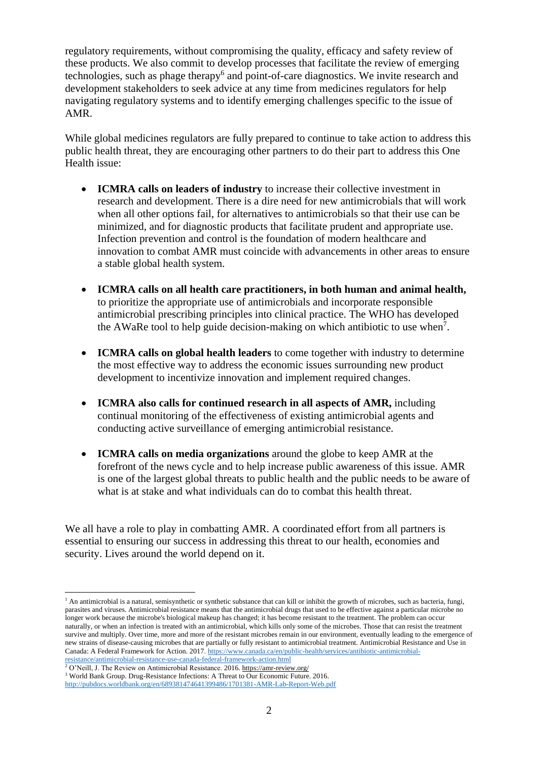regulatory requirements, without compromising the quality, efficacy and safety review of these products. We also commit to develop processes that facilitate the review of emerging technologies, such as phage therapy[6] and point-of-care diagnostics. We invite research and development stakeholders to seek advice at any time from medicines regulators for help navigating regulatory systems and to identify emerging challenges specific to the issue of AMR.

While global medicines regulators are fully prepared to continue to take action to address this public health threat, they are encouraging other partners to do their part to address this One Health issue:

- **ICMRA calls on leaders of industry** to increase their collective investment in research and development. There is a dire need for new antimicrobials that will work when all other options fail, for alternatives to antimicrobials so that their use can be minimized, and for diagnostic products that facilitate prudent and appropriate use. Infection prevention and control is the foundation of modern healthcare and innovation to combat AMR must coincide with advancements in other areas to ensure a stable global health system.

- **ICMRA calls on all health care practitioners, in both human and animal health,** to prioritize the appropriate use of antimicrobials and incorporate responsible antimicrobial prescribing principles into clinical practice. The WHO has developed the AWaRe tool to help guide decision-making on which antibiotic to use when[7].

- **ICMRA calls on global health leaders** to come together with industry to determine the most effective way to address the economic issues surrounding new product development to incentivize innovation and implement required changes.

- **ICMRA also calls for continued research in all aspects of AMR,** including continual monitoring of the effectiveness of existing antimicrobial agents and conducting active surveillance of emerging antimicrobial resistance.

- **ICMRA calls on media organizations** around the globe to keep AMR at the forefront of the news cycle and to help increase public awareness of this issue. AMR is one of the largest global threats to public health and the public needs to be aware of what is at stake and what individuals can do to combat this health threat.

We all have a role to play in combatting AMR. A coordinated effort from all partners is essential to ensuring our success in addressing this threat to our health, economies and security. Lives around the world depend on it.

---

[1] An antimicrobial is a natural, semisynthetic or synthetic substance that can kill or inhibit the growth of microbes, such as bacteria, fungi, parasites and viruses. Antimicrobial resistance means that the antimicrobial drugs that used to be effective against a particular microbe no longer work because the microbe's biological makeup has changed; it has become resistant to the treatment. The problem can occur naturally, or when an infection is treated with an antimicrobial, which kills only some of the microbes. Those that can resist the treatment survive and multiply. Over time, more and more of the resistant microbes remain in our environment, eventually leading to the emergence of new strains of disease-causing microbes that are partially or fully resistant to antimicrobial treatment. Antimicrobial Resistance and Use in Canada: A Federal Framework for Action. 2017. https://www.canada.ca/en/public-health/services/antibiotic-antimicrobial-resistance/antimicrobial-resistance-use-canada-federal-framework-action.html

[2] O'Neill, J. The Review on Antimicrobial Resistance. 2016. https://amr-review.org/

[3] World Bank Group. Drug-Resistance Infections: A Threat to Our Economic Future. 2016. http://pubdocs.worldbank.org/en/689381474641399486/1701381-AMR-Lab-Report-Web.pdf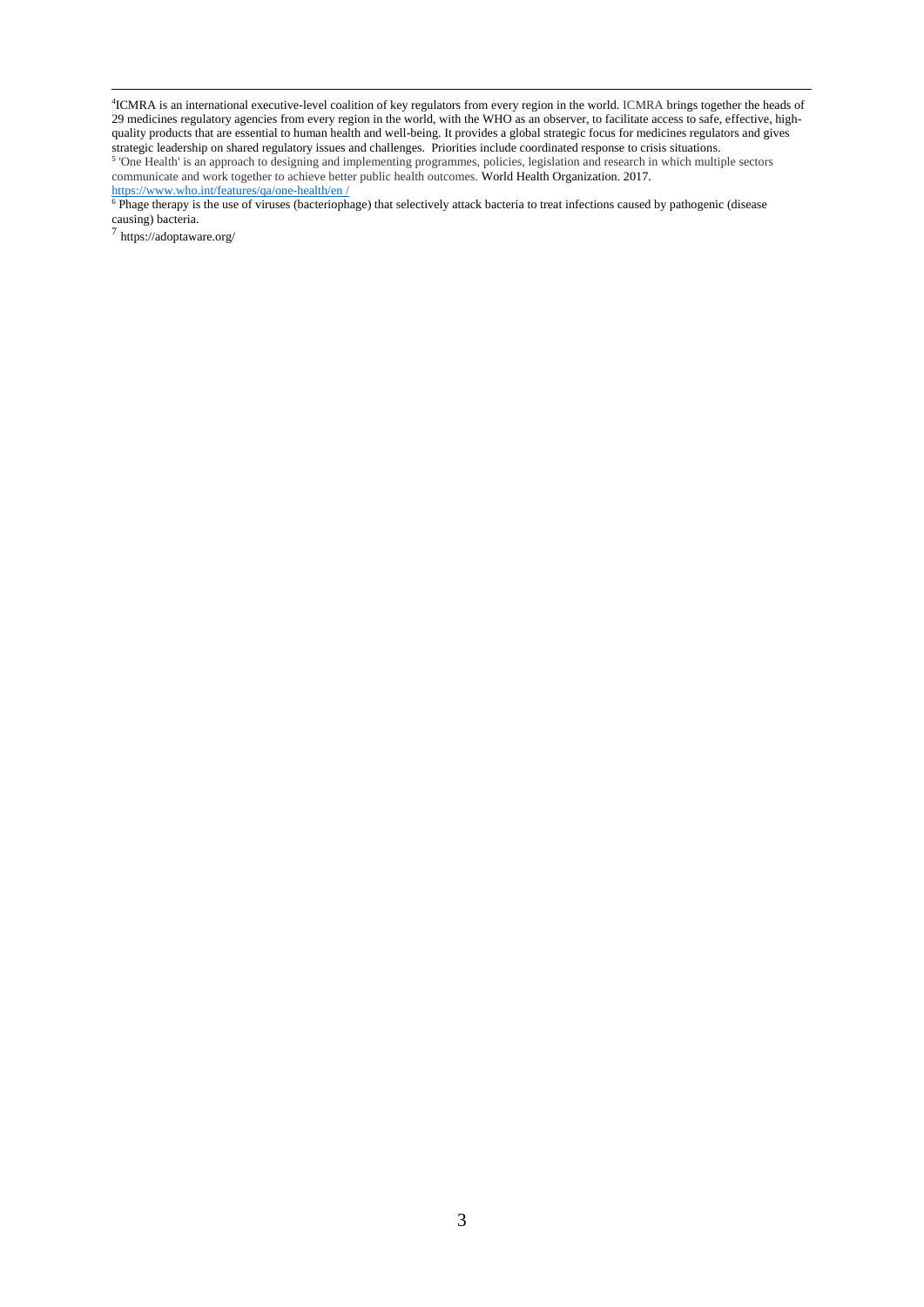[4]ICMRA is an international executive-level coalition of key regulators from every region in the world. ICMRA brings together the heads of 29 medicines regulatory agencies from every region in the world, with the WHO as an observer, to facilitate access to safe, effective, high-quality products that are essential to human health and well-being. It provides a global strategic focus for medicines regulators and gives strategic leadership on shared regulatory issues and challenges. Priorities include coordinated response to crisis situations.

[5] 'One Health' is an approach to designing and implementing programmes, policies, legislation and research in which multiple sectors communicate and work together to achieve better public health outcomes. World Health Organization. 2017. https://www.who.int/features/qa/one-health/en /

[6] Phage therapy is the use of viruses (bacteriophage) that selectively attack bacteria to treat infections caused by pathogenic (disease causing) bacteria.

[7] https://adoptaware.org/